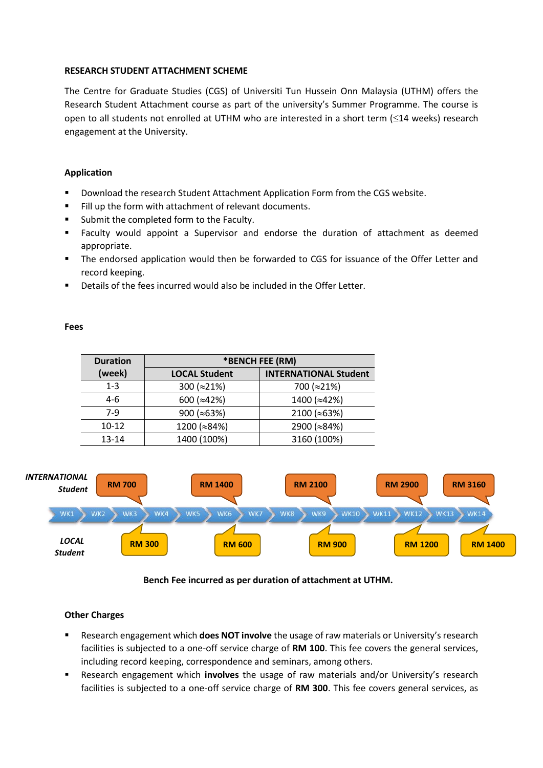**RESEARCH STUDENT ATTACHMENT SCHEME**

The Centre for Graduate Studies (CGS) of Universiti Tun Hussein Onn Malaysia (UTHM) offers the Research Student Attachment course as part of the university's Summer Programme. The course is open to all students not enrolled at UTHM who are interested in a short term (≤14 weeks) research engagement at the University.

**Application**

- Download the research Student Attachment Application Form from the CGS website.
- Fill up the form with attachment of relevant documents.
- Submit the completed form to the Faculty.
- Faculty would appoint a Supervisor and endorse the duration of attachment as deemed appropriate.
- The endorsed application would then be forwarded to CGS for issuance of the Offer Letter and record keeping.
- Details of the fees incurred would also be included in the Offer Letter.

**Fees**

| Duration (week) | *BENCH FEE (RM) | |
|---|---|---|
| | LOCAL Student | INTERNATIONAL Student |
| 1-3 | 300 (≈21%) | 700 (≈21%) |
| 4-6 | 600 (≈42%) | 1400 (≈42%) |
| 7-9 | 900 (≈63%) | 2100 (≈63%) |
| 10-12 | 1200 (≈84%) | 2900 (≈84%) |
| 13-14 | 1400 (100%) | 3160 (100%) |

| | WK1 | WK2 | WK3 | WK4 | WK5 | WK6 | WK7 | WK8 | WK9 | WK10 | WK11 | WK12 | WK13 | WK14 |
|---|---|---|---|---|---|---|---|---|---|---|---|---|---|---|
| *INTERNATIONAL Student* | | | RM 700 | | | RM 1400 | | | RM 2100 | | | RM 2900 | | RM 3160 |
| *LOCAL Student* | | | RM 300 | | | RM 600 | | | RM 900 | | | RM 1200 | | RM 1400 |

**Bench Fee incurred as per duration of attachment at UTHM.**

**Other Charges**

- Research engagement which **does NOT involve** the usage of raw materials or University's research facilities is subjected to a one-off service charge of **RM 100**. This fee covers the general services, including record keeping, correspondence and seminars, among others.
- Research engagement which **involves** the usage of raw materials and/or University's research facilities is subjected to a one-off service charge of **RM 300**. This fee covers general services, as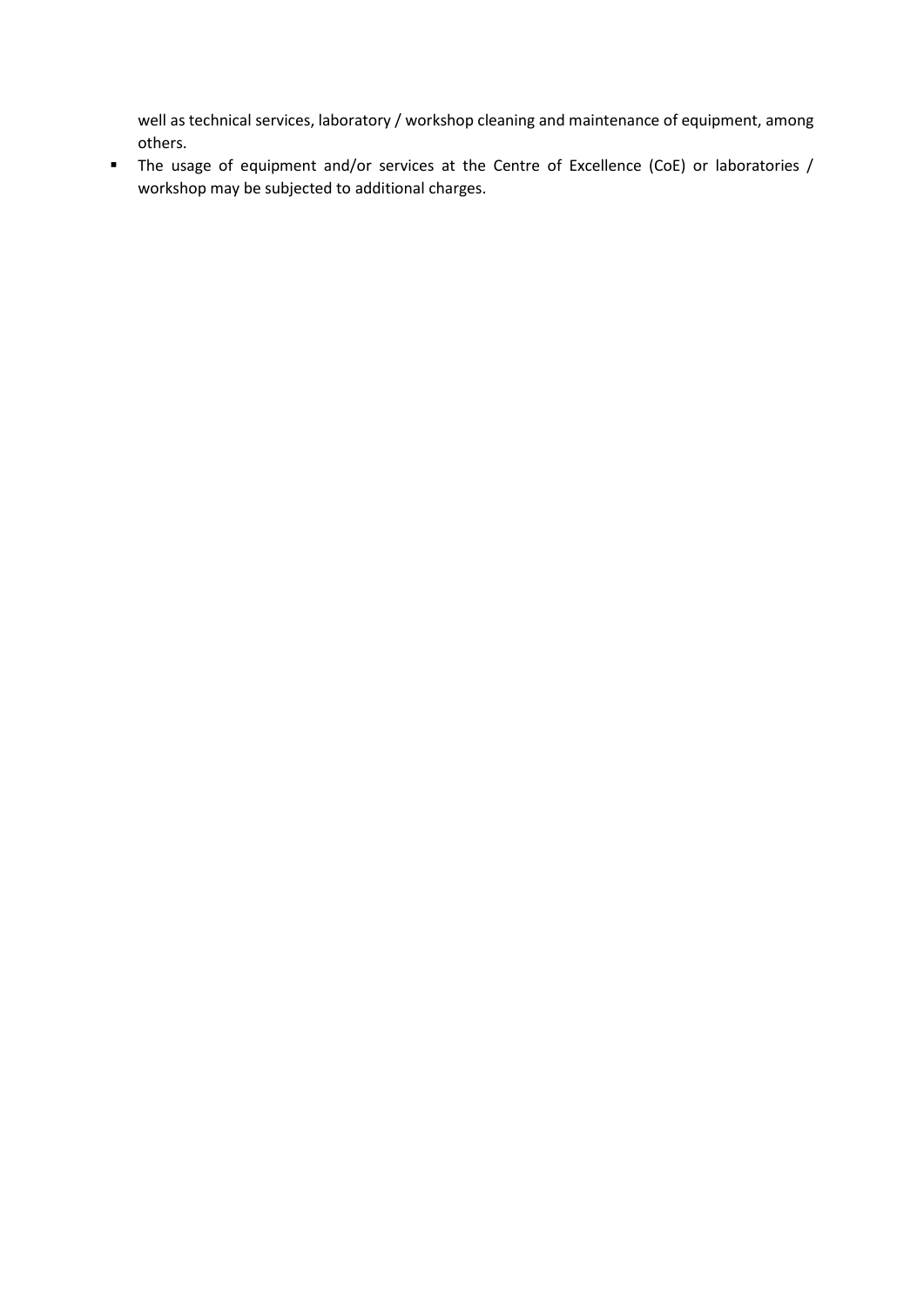well as technical services, laboratory / workshop cleaning and maintenance of equipment, among others.

- The usage of equipment and/or services at the Centre of Excellence (CoE) or laboratories / workshop may be subjected to additional charges.